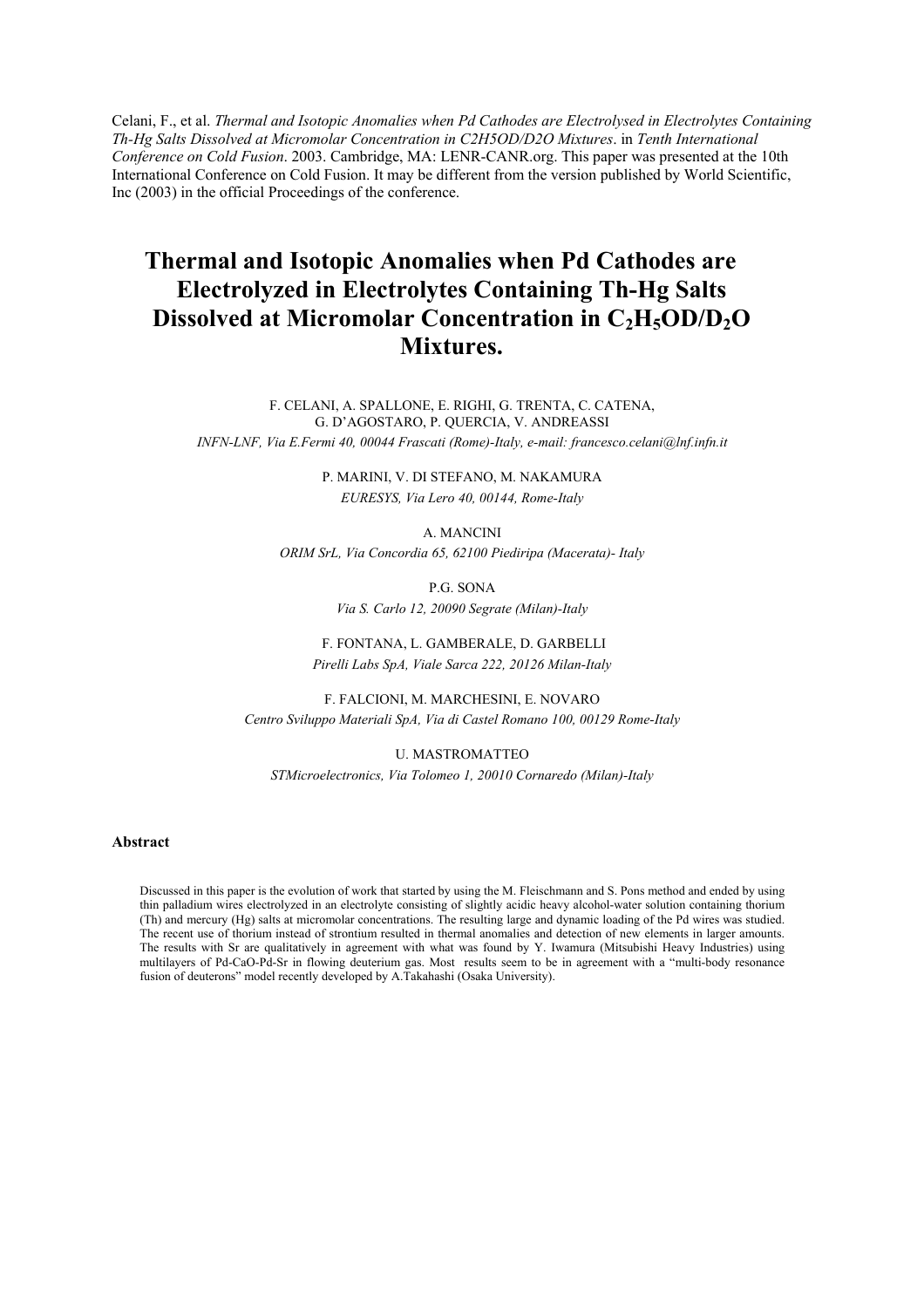Celani, F., et al. *Thermal and Isotopic Anomalies when Pd Cathodes are Electrolysed in Electrolytes Containing Th-Hg Salts Dissolved at Micromolar Concentration in C2H5OD/D2O Mixtures*. in *Tenth International Conference on Cold Fusion*. 2003. Cambridge, MA: LENR-CANR.org. This paper was presented at the 10th International Conference on Cold Fusion. It may be different from the version published by World Scientific, Inc (2003) in the official Proceedings of the conference.

# Thermal and Isotopic Anomalies when Pd Cathodes are Electrolyzed in Electrolytes Containing Th-Hg Salts Dissolved at Micromolar Concentration in $C_2H_5OD/D_2O$ Mixtures.

F. CELANI, A. SPALLONE, E. RIGHI, G. TRENTA, C. CATENA, G. D'AGOSTARO, P. QUERCIA, V. ANDREASSI

*INFN-LNF, Via E.Fermi 40, 00044 Frascati (Rome)-Italy, e-mail: francesco.celani@lnf.infn.it*

P. MARINI, V. DI STEFANO, M. NAKAMURA

*EURESYS, Via Lero 40, 00144, Rome-Italy*

A. MANCINI

*ORIM SrL, Via Concordia 65, 62100 Piediripa (Macerata)- Italy*

P.G. SONA

*Via S. Carlo 12, 20090 Segrate (Milan)-Italy*

F. FONTANA, L. GAMBERALE, D. GARBELLI

*Pirelli Labs SpA, Viale Sarca 222, 20126 Milan-Italy*

F. FALCIONI, M. MARCHESINI, E. NOVARO

*Centro Sviluppo Materiali SpA, Via di Castel Romano 100, 00129 Rome-Italy*

U. MASTROMATTEO

*STMicroelectronics, Via Tolomeo 1, 20010 Cornaredo (Milan)-Italy*

## Abstract

Discussed in this paper is the evolution of work that started by using the M. Fleischmann and S. Pons method and ended by using thin palladium wires electrolyzed in an electrolyte consisting of slightly acidic heavy alcohol-water solution containing thorium (Th) and mercury (Hg) salts at micromolar concentrations. The resulting large and dynamic loading of the Pd wires was studied. The recent use of thorium instead of strontium resulted in thermal anomalies and detection of new elements in larger amounts. The results with Sr are qualitatively in agreement with what was found by Y. Iwamura (Mitsubishi Heavy Industries) using multilayers of Pd-CaO-Pd-Sr in flowing deuterium gas. Most results seem to be in agreement with a "multi-body resonance fusion of deuterons" model recently developed by A.Takahashi (Osaka University).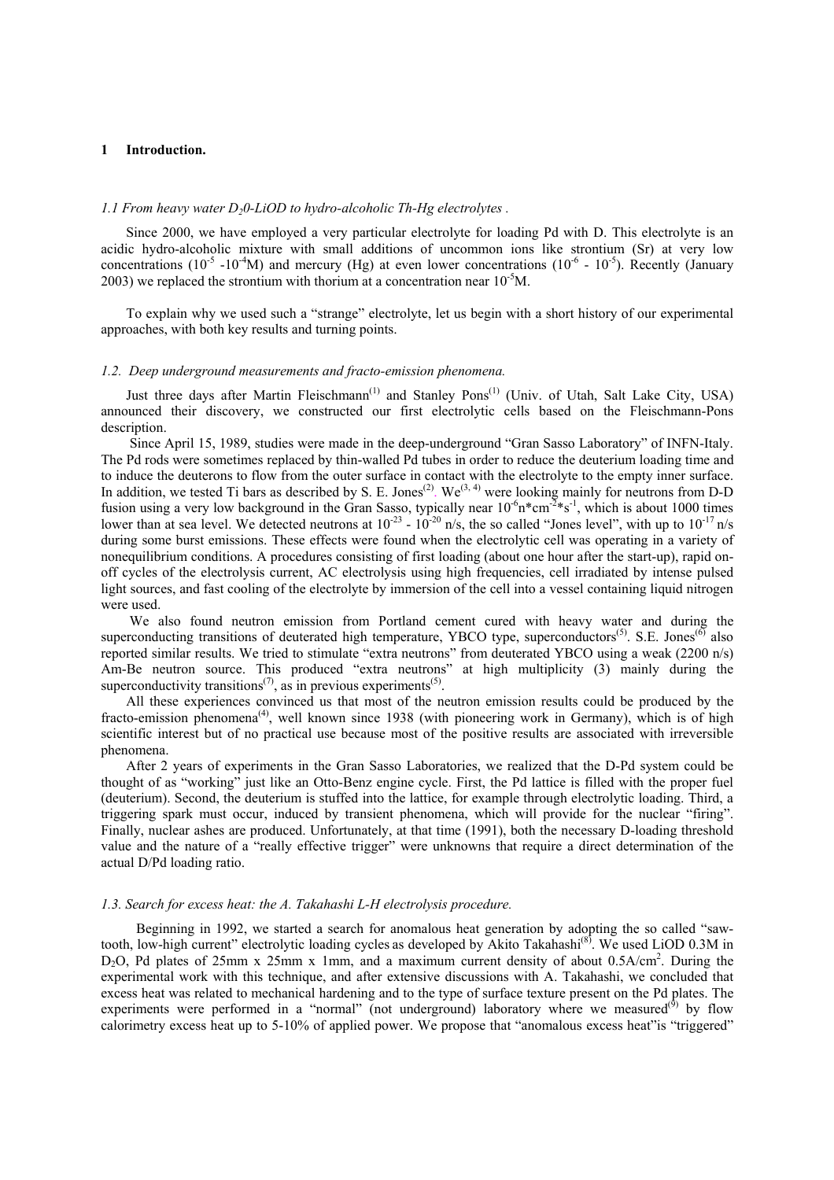# 1 Introduction.

### 1.1 From heavy water $D_20$-LiOD to hydro-alcoholic Th-Hg electrolytes .

Since 2000, we have employed a very particular electrolyte for loading Pd with D. This electrolyte is an acidic hydro-alcoholic mixture with small additions of uncommon ions like strontium (Sr) at very low concentrations ($10^{-5}$ -$10^{-4}$M) and mercury (Hg) at even lower concentrations ($10^{-6}$ - $10^{-5}$). Recently (January 2003) we replaced the strontium with thorium at a concentration near $10^{-5}$M.

To explain why we used such a "strange" electrolyte, let us begin with a short history of our experimental approaches, with both key results and turning points.

### 1.2. Deep underground measurements and fracto-emission phenomena.

Just three days after Martin Fleischmann[1] and Stanley Pons[1] (Univ. of Utah, Salt Lake City, USA) announced their discovery, we constructed our first electrolytic cells based on the Fleischmann-Pons description.

Since April 15, 1989, studies were made in the deep-underground "Gran Sasso Laboratory" of INFN-Italy. The Pd rods were sometimes replaced by thin-walled Pd tubes in order to reduce the deuterium loading time and to induce the deuterons to flow from the outer surface in contact with the electrolyte to the empty inner surface. In addition, we tested Ti bars as described by S. E. Jones[2]. We[3, 4] were looking mainly for neutrons from D-D fusion using a very low background in the Gran Sasso, typically near $10^{-6}$n*cm$^{-2}$*s$^{-1}$, which is about 1000 times lower than at sea level. We detected neutrons at $10^{-23}$ - $10^{-20}$ n/s, the so called "Jones level", with up to $10^{-17}$ n/s during some burst emissions. These effects were found when the electrolytic cell was operating in a variety of nonequilibrium conditions. A procedures consisting of first loading (about one hour after the start-up), rapid on-off cycles of the electrolysis current, AC electrolysis using high frequencies, cell irradiated by intense pulsed light sources, and fast cooling of the electrolyte by immersion of the cell into a vessel containing liquid nitrogen were used.

We also found neutron emission from Portland cement cured with heavy water and during the superconducting transitions of deuterated high temperature, YBCO type, superconductors[5]. S.E. Jones[6] also reported similar results. We tried to stimulate "extra neutrons" from deuterated YBCO using a weak (2200 n/s) Am-Be neutron source. This produced "extra neutrons" at high multiplicity (3) mainly during the superconductivity transitions[7], as in previous experiments[5].

All these experiences convinced us that most of the neutron emission results could be produced by the fracto-emission phenomena[4], well known since 1938 (with pioneering work in Germany), which is of high scientific interest but of no practical use because most of the positive results are associated with irreversible phenomena.

After 2 years of experiments in the Gran Sasso Laboratories, we realized that the D-Pd system could be thought of as "working" just like an Otto-Benz engine cycle. First, the Pd lattice is filled with the proper fuel (deuterium). Second, the deuterium is stuffed into the lattice, for example through electrolytic loading. Third, a triggering spark must occur, induced by transient phenomena, which will provide for the nuclear "firing". Finally, nuclear ashes are produced. Unfortunately, at that time (1991), both the necessary D-loading threshold value and the nature of a "really effective trigger" were unknowns that require a direct determination of the actual D/Pd loading ratio.

### 1.3. Search for excess heat: the A. Takahashi L-H electrolysis procedure.

Beginning in 1992, we started a search for anomalous heat generation by adopting the so called "saw-tooth, low-high current" electrolytic loading cycles as developed by Akito Takahashi[8]. We used LiOD 0.3M in $D_2O$, Pd plates of 25mm x 25mm x 1mm, and a maximum current density of about 0.5A/cm$^2$. During the experimental work with this technique, and after extensive discussions with A. Takahashi, we concluded that excess heat was related to mechanical hardening and to the type of surface texture present on the Pd plates. The experiments were performed in a "normal" (not underground) laboratory where we measured[9] by flow calorimetry excess heat up to 5-10% of applied power. We propose that "anomalous excess heat"is "triggered"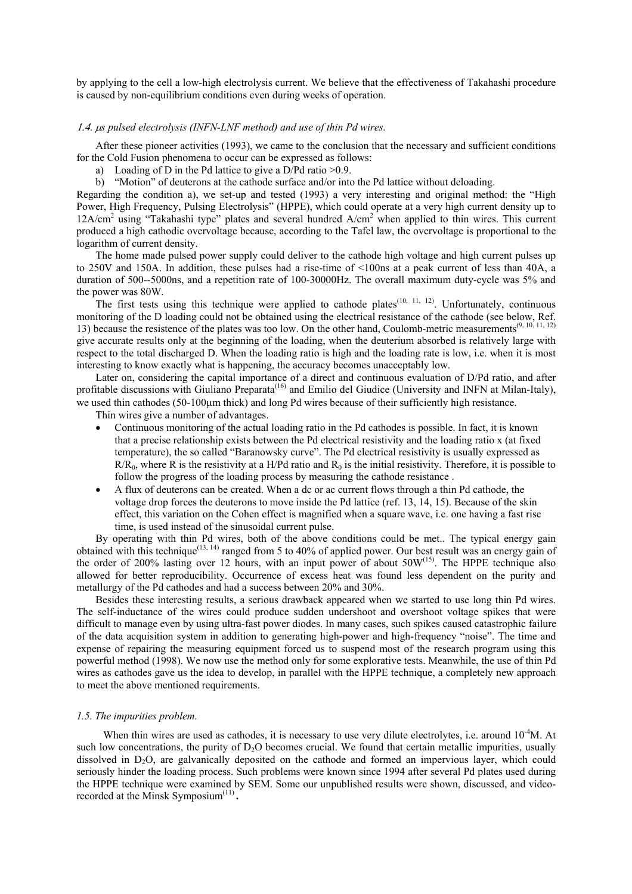by applying to the cell a low-high electrolysis current. We believe that the effectiveness of Takahashi procedure is caused by non-equilibrium conditions even during weeks of operation.

### *1.4. μs pulsed electrolysis (INFN-LNF method) and use of thin Pd wires.*

After these pioneer activities (1993), we came to the conclusion that the necessary and sufficient conditions for the Cold Fusion phenomena to occur can be expressed as follows:

a) Loading of D in the Pd lattice to give a D/Pd ratio >0.9.
b) "Motion" of deuterons at the cathode surface and/or into the Pd lattice without deloading.

Regarding the condition a), we set-up and tested (1993) a very interesting and original method: the "High Power, High Frequency, Pulsing Electrolysis" (HPPE), which could operate at a very high current density up to $12A/cm^2$ using "Takahashi type" plates and several hundred $A/cm^2$ when applied to thin wires. This current produced a high cathodic overvoltage because, according to the Tafel law, the overvoltage is proportional to the logarithm of current density.

The home made pulsed power supply could deliver to the cathode high voltage and high current pulses up to 250V and 150A. In addition, these pulses had a rise-time of <100ns at a peak current of less than 40A, a duration of 500--5000ns, and a repetition rate of 100-30000Hz. The overall maximum duty-cycle was 5% and the power was 80W.

The first tests using this technique were applied to cathode plates[10, 11, 12]. Unfortunately, continuous monitoring of the D loading could not be obtained using the electrical resistance of the cathode (see below, Ref. 13) because the resistence of the plates was too low. On the other hand, Coulomb-metric measurements[9, 10, 11, 12] give accurate results only at the beginning of the loading, when the deuterium absorbed is relatively large with respect to the total discharged D. When the loading ratio is high and the loading rate is low, i.e. when it is most interesting to know exactly what is happening, the accuracy becomes unacceptably low.

Later on, considering the capital importance of a direct and continuous evaluation of D/Pd ratio, and after profitable discussions with Giuliano Preparata[16] and Emilio del Giudice (University and INFN at Milan-Italy), we used thin cathodes (50-100μm thick) and long Pd wires because of their sufficiently high resistance.

Thin wires give a number of advantages.

- Continuous monitoring of the actual loading ratio in the Pd cathodes is possible. In fact, it is known that a precise relationship exists between the Pd electrical resistivity and the loading ratio x (at fixed temperature), the so called "Baranowsky curve". The Pd electrical resistivity is usually expressed as $R/R_0$, where R is the resistivity at a H/Pd ratio and $R_0$ is the initial resistivity. Therefore, it is possible to follow the progress of the loading process by measuring the cathode resistance .
- A flux of deuterons can be created. When a dc or ac current flows through a thin Pd cathode, the voltage drop forces the deuterons to move inside the Pd lattice (ref. 13, 14, 15). Because of the skin effect, this variation on the Cohen effect is magnified when a square wave, i.e. one having a fast rise time, is used instead of the sinusoidal current pulse.

By operating with thin Pd wires, both of the above conditions could be met.. The typical energy gain obtained with this technique[13, 14] ranged from 5 to 40% of applied power. Our best result was an energy gain of the order of 200% lasting over 12 hours, with an input power of about 50W[15]. The HPPE technique also allowed for better reproducibility. Occurrence of excess heat was found less dependent on the purity and metallurgy of the Pd cathodes and had a success between 20% and 30%.

Besides these interesting results, a serious drawback appeared when we started to use long thin Pd wires. The self-inductance of the wires could produce sudden undershoot and overshoot voltage spikes that were difficult to manage even by using ultra-fast power diodes. In many cases, such spikes caused catastrophic failure of the data acquisition system in addition to generating high-power and high-frequency "noise". The time and expense of repairing the measuring equipment forced us to suspend most of the research program using this powerful method (1998). We now use the method only for some explorative tests. Meanwhile, the use of thin Pd wires as cathodes gave us the idea to develop, in parallel with the HPPE technique, a completely new approach to meet the above mentioned requirements.

### *1.5. The impurities problem.*

When thin wires are used as cathodes, it is necessary to use very dilute electrolytes, i.e. around $10^{-4}$M. At such low concentrations, the purity of $D_2O$ becomes crucial. We found that certain metallic impurities, usually dissolved in $D_2O$, are galvanically deposited on the cathode and formed an impervious layer, which could seriously hinder the loading process. Such problems were known since 1994 after several Pd plates used during the HPPE technique were examined by SEM. Some our unpublished results were shown, discussed, and video-recorded at the Minsk Symposium[11] **.**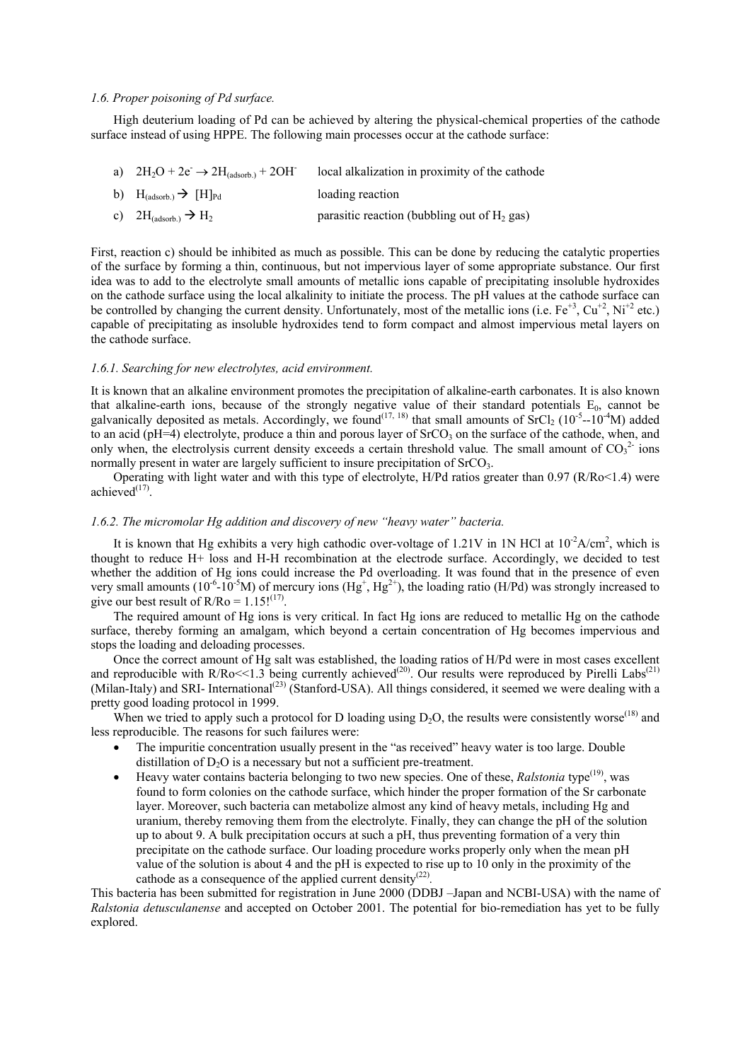*1.6. Proper poisoning of Pd surface.*

High deuterium loading of Pd can be achieved by altering the physical-chemical properties of the cathode surface instead of using HPPE. The following main processes occur at the cathode surface:

a) $2H_2O + 2e^- \rightarrow 2H_{(adsorb.)} + 2OH^-$ local alkalization in proximity of the cathode

b) $H_{(adsorb.)} \rightarrow [H]_{Pd}$ loading reaction

c) $2H_{(adsorb.)} \rightarrow H_2$ parasitic reaction (bubbling out of $H_2$ gas)

First, reaction c) should be inhibited as much as possible. This can be done by reducing the catalytic properties of the surface by forming a thin, continuous, but not impervious layer of some appropriate substance. Our first idea was to add to the electrolyte small amounts of metallic ions capable of precipitating insoluble hydroxides on the cathode surface using the local alkalinity to initiate the process. The pH values at the cathode surface can be controlled by changing the current density. Unfortunately, most of the metallic ions (i.e. $Fe^{+3}$, $Cu^{+2}$, $Ni^{+2}$ etc.) capable of precipitating as insoluble hydroxides tend to form compact and almost impervious metal layers on the cathode surface.

*1.6.1. Searching for new electrolytes, acid environment.*

It is known that an alkaline environment promotes the precipitation of alkaline-earth carbonates. It is also known that alkaline-earth ions, because of the strongly negative value of their standard potentials $E_0$, cannot be galvanically deposited as metals. Accordingly, we found[17, 18] that small amounts of $SrCl_2$ ($10^{-5}$--$10^{-4}$M) added to an acid (pH=4) electrolyte, produce a thin and porous layer of $SrCO_3$ on the surface of the cathode, when, and only when, the electrolysis current density exceeds a certain threshold value. The small amount of $CO_3^{2-}$ ions normally present in water are largely sufficient to insure precipitation of $SrCO_3$.

Operating with light water and with this type of electrolyte, H/Pd ratios greater than 0.97 (R/Ro<1.4) were achieved[17].

*1.6.2. The micromolar Hg addition and discovery of new "heavy water" bacteria.*

It is known that Hg exhibits a very high cathodic over-voltage of 1.21V in 1N HCl at $10^{-2}$A/cm$^2$, which is thought to reduce H+ loss and H-H recombination at the electrode surface. Accordingly, we decided to test whether the addition of Hg ions could increase the Pd overloading. It was found that in the presence of even very small amounts ($10^{-6}$-$10^{-5}$M) of mercury ions ($Hg^+$, $Hg^{2+}$), the loading ratio (H/Pd) was strongly increased to give our best result of R/Ro = 1.15![17].

The required amount of Hg ions is very critical. In fact Hg ions are reduced to metallic Hg on the cathode surface, thereby forming an amalgam, which beyond a certain concentration of Hg becomes impervious and stops the loading and deloading processes.

Once the correct amount of Hg salt was established, the loading ratios of H/Pd were in most cases excellent and reproducible with R/Ro<<1.3 being currently achieved[20]. Our results were reproduced by Pirelli Labs[21] (Milan-Italy) and SRI- International[23] (Stanford-USA). All things considered, it seemed we were dealing with a pretty good loading protocol in 1999.

When we tried to apply such a protocol for D loading using $D_2O$, the results were consistently worse[18] and less reproducible. The reasons for such failures were:

- The impuritie concentration usually present in the "as received" heavy water is too large. Double distillation of $D_2O$ is a necessary but not a sufficient pre-treatment.
- Heavy water contains bacteria belonging to two new species. One of these, *Ralstonia* type[19], was found to form colonies on the cathode surface, which hinder the proper formation of the Sr carbonate layer. Moreover, such bacteria can metabolize almost any kind of heavy metals, including Hg and uranium, thereby removing them from the electrolyte. Finally, they can change the pH of the solution up to about 9. A bulk precipitation occurs at such a pH, thus preventing formation of a very thin precipitate on the cathode surface. Our loading procedure works properly only when the mean pH value of the solution is about 4 and the pH is expected to rise up to 10 only in the proximity of the cathode as a consequence of the applied current density[22].

This bacteria has been submitted for registration in June 2000 (DDBJ –Japan and NCBI-USA) with the name of *Ralstonia detusculanense* and accepted on October 2001. The potential for bio-remediation has yet to be fully explored.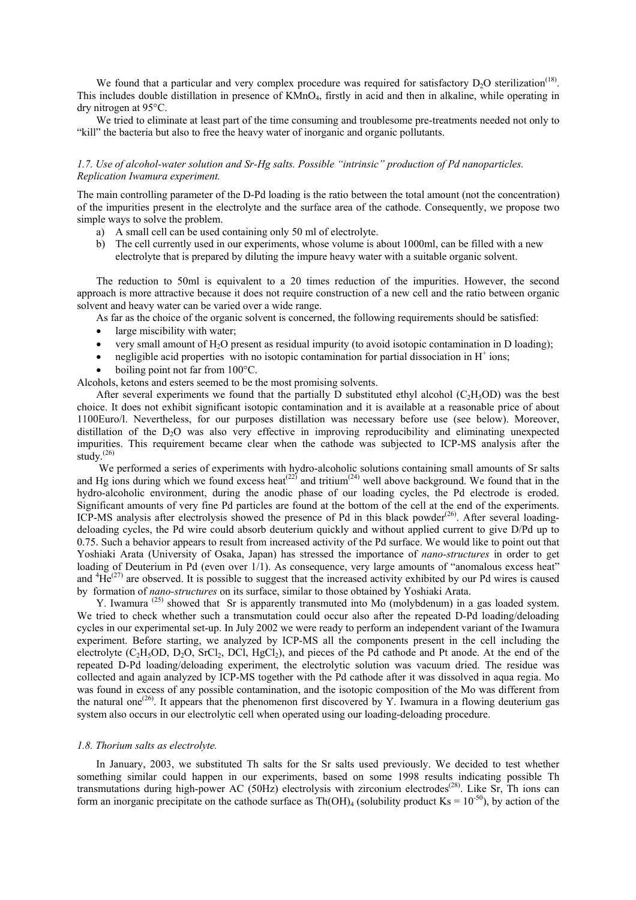We found that a particular and very complex procedure was required for satisfactory $D_2O$ sterilization[18]. This includes double distillation in presence of $KMnO_4$, firstly in acid and then in alkaline, while operating in dry nitrogen at 95°C.

We tried to eliminate at least part of the time consuming and troublesome pre-treatments needed not only to "kill" the bacteria but also to free the heavy water of inorganic and organic pollutants.

### *1.7. Use of alcohol-water solution and Sr-Hg salts. Possible "intrinsic" production of Pd nanoparticles. Replication Iwamura experiment.*

The main controlling parameter of the D-Pd loading is the ratio between the total amount (not the concentration) of the impurities present in the electrolyte and the surface area of the cathode. Consequently, we propose two simple ways to solve the problem.

a) A small cell can be used containing only 50 ml of electrolyte.
b) The cell currently used in our experiments, whose volume is about 1000ml, can be filled with a new electrolyte that is prepared by diluting the impure heavy water with a suitable organic solvent.

The reduction to 50ml is equivalent to a 20 times reduction of the impurities. However, the second approach is more attractive because it does not require construction of a new cell and the ratio between organic solvent and heavy water can be varied over a wide range.

As far as the choice of the organic solvent is concerned, the following requirements should be satisfied:

- large miscibility with water;
- very small amount of $H_2O$ present as residual impurity (to avoid isotopic contamination in D loading);
- negligible acid properties with no isotopic contamination for partial dissociation in $H^+$ ions;
- boiling point not far from 100°C.

Alcohols, ketons and esters seemed to be the most promising solvents.

After several experiments we found that the partially D substituted ethyl alcohol ($C_2H_5OD$) was the best choice. It does not exhibit significant isotopic contamination and it is available at a reasonable price of about 1100Euro/l. Nevertheless, for our purposes distillation was necessary before use (see below). Moreover, distillation of the $D_2O$ was also very effective in improving reproducibility and eliminating unexpected impurities. This requirement became clear when the cathode was subjected to ICP-MS analysis after the study.[26]

We performed a series of experiments with hydro-alcoholic solutions containing small amounts of Sr salts and Hg ions during which we found excess heat[22] and tritium[24] well above background. We found that in the hydro-alcoholic environment, during the anodic phase of our loading cycles, the Pd electrode is eroded. Significant amounts of very fine Pd particles are found at the bottom of the cell at the end of the experiments. ICP-MS analysis after electrolysis showed the presence of Pd in this black powder[26]. After several loading-deloading cycles, the Pd wire could absorb deuterium quickly and without applied current to give D/Pd up to 0.75. Such a behavior appears to result from increased activity of the Pd surface. We would like to point out that Yoshiaki Arata (University of Osaka, Japan) has stressed the importance of *nano-structures* in order to get loading of Deuterium in Pd (even over 1/1). As consequence, very large amounts of "anomalous excess heat" and $^4He$[27] are observed. It is possible to suggest that the increased activity exhibited by our Pd wires is caused by formation of *nano-structures* on its surface, similar to those obtained by Yoshiaki Arata.

Y. Iwamura [25] showed that Sr is apparently transmuted into Mo (molybdenum) in a gas loaded system. We tried to check whether such a transmutation could occur also after the repeated D-Pd loading/deloading cycles in our experimental set-up. In July 2002 we were ready to perform an independent variant of the Iwamura experiment. Before starting, we analyzed by ICP-MS all the components present in the cell including the electrolyte ($C_2H_5OD$, $D_2O$, $SrCl_2$, DCl, $HgCl_2$), and pieces of the Pd cathode and Pt anode. At the end of the repeated D-Pd loading/deloading experiment, the electrolytic solution was vacuum dried. The residue was collected and again analyzed by ICP-MS together with the Pd cathode after it was dissolved in aqua regia. Mo was found in excess of any possible contamination, and the isotopic composition of the Mo was different from the natural one[26]. It appears that the phenomenon first discovered by Y. Iwamura in a flowing deuterium gas system also occurs in our electrolytic cell when operated using our loading-deloading procedure.

### *1.8. Thorium salts as electrolyte.*

In January, 2003, we substituted Th salts for the Sr salts used previously. We decided to test whether something similar could happen in our experiments, based on some 1998 results indicating possible Th transmutations during high-power AC (50Hz) electrolysis with zirconium electrodes[28]. Like Sr, Th ions can form an inorganic precipitate on the cathode surface as $Th(OH)_4$ (solubility product $Ks = 10^{-50}$), by action of the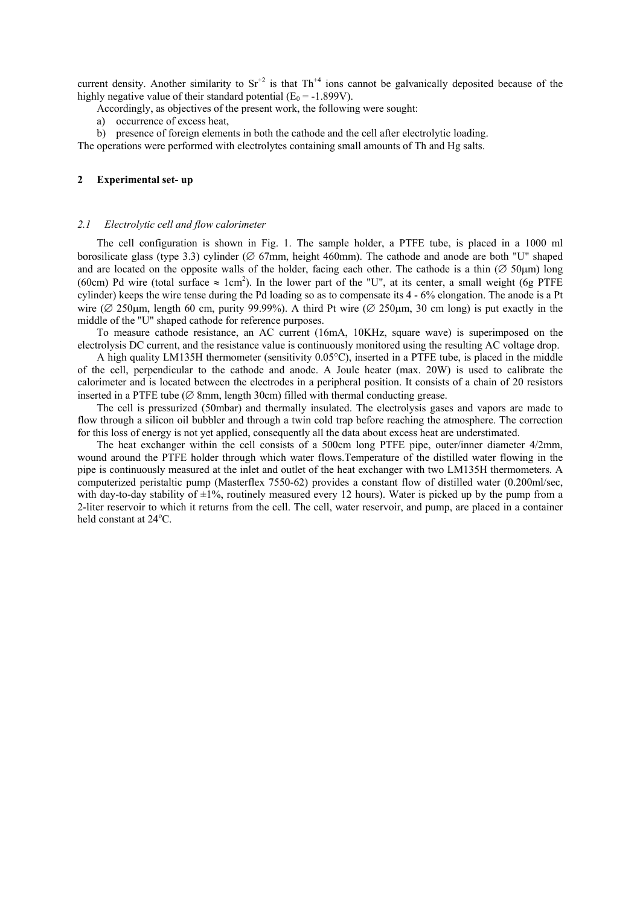current density. Another similarity to $Sr^{+2}$ is that $Th^{+4}$ ions cannot be galvanically deposited because of the highly negative value of their standard potential ($E_0$ = -1.899V).

Accordingly, as objectives of the present work, the following were sought:

a) occurrence of excess heat,
b) presence of foreign elements in both the cathode and the cell after electrolytic loading.

The operations were performed with electrolytes containing small amounts of Th and Hg salts.

## 2 Experimental set- up

### *2.1 Electrolytic cell and flow calorimeter*

The cell configuration is shown in Fig. 1. The sample holder, a PTFE tube, is placed in a 1000 ml borosilicate glass (type 3.3) cylinder (∅ 67mm, height 460mm). The cathode and anode are both "U" shaped and are located on the opposite walls of the holder, facing each other. The cathode is a thin (∅ 50μm) long (60cm) Pd wire (total surface ≈ $1cm^2$). In the lower part of the "U", at its center, a small weight (6g PTFE cylinder) keeps the wire tense during the Pd loading so as to compensate its 4 - 6% elongation. The anode is a Pt wire (∅ 250μm, length 60 cm, purity 99.99%). A third Pt wire (∅ 250μm, 30 cm long) is put exactly in the middle of the "U" shaped cathode for reference purposes.

To measure cathode resistance, an AC current (16mA, 10KHz, square wave) is superimposed on the electrolysis DC current, and the resistance value is continuously monitored using the resulting AC voltage drop.

A high quality LM135H thermometer (sensitivity 0.05°C), inserted in a PTFE tube, is placed in the middle of the cell, perpendicular to the cathode and anode. A Joule heater (max. 20W) is used to calibrate the calorimeter and is located between the electrodes in a peripheral position. It consists of a chain of 20 resistors inserted in a PTFE tube (∅ 8mm, length 30cm) filled with thermal conducting grease.

The cell is pressurized (50mbar) and thermally insulated. The electrolysis gases and vapors are made to flow through a silicon oil bubbler and through a twin cold trap before reaching the atmosphere. The correction for this loss of energy is not yet applied, consequently all the data about excess heat are understimated.

The heat exchanger within the cell consists of a 500cm long PTFE pipe, outer/inner diameter 4/2mm, wound around the PTFE holder through which water flows.Temperature of the distilled water flowing in the pipe is continuously measured at the inlet and outlet of the heat exchanger with two LM135H thermometers. A computerized peristaltic pump (Masterflex 7550-62) provides a constant flow of distilled water (0.200ml/sec, with day-to-day stability of ±1%, routinely measured every 12 hours). Water is picked up by the pump from a 2-liter reservoir to which it returns from the cell. The cell, water reservoir, and pump, are placed in a container held constant at 24°C.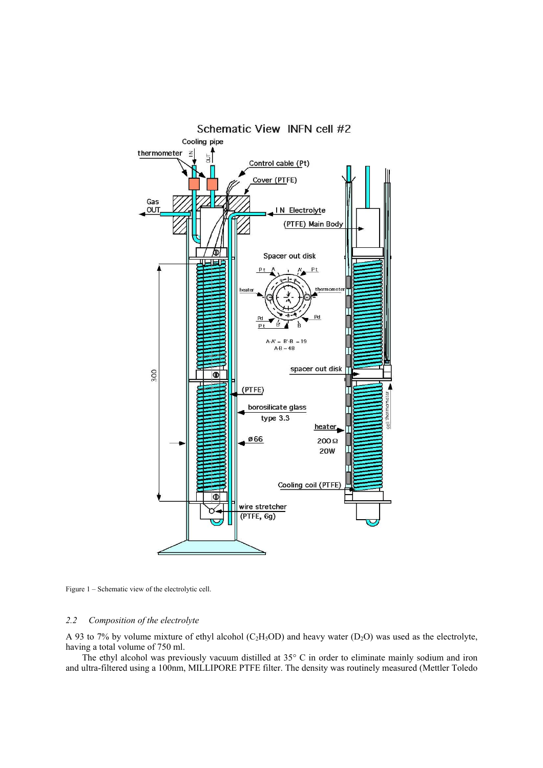Figure 1 – Schematic view of the electrolytic cell.

### *2.2 Composition of the electrolyte*

A 93 to 7% by volume mixture of ethyl alcohol ($C_2H_5OD$) and heavy water ($D_2O$) was used as the electrolyte, having a total volume of 750 ml.

The ethyl alcohol was previously vacuum distilled at 35° C in order to eliminate mainly sodium and iron and ultra-filtered using a 100nm, MILLIPORE PTFE filter. The density was routinely measured (Mettler Toledo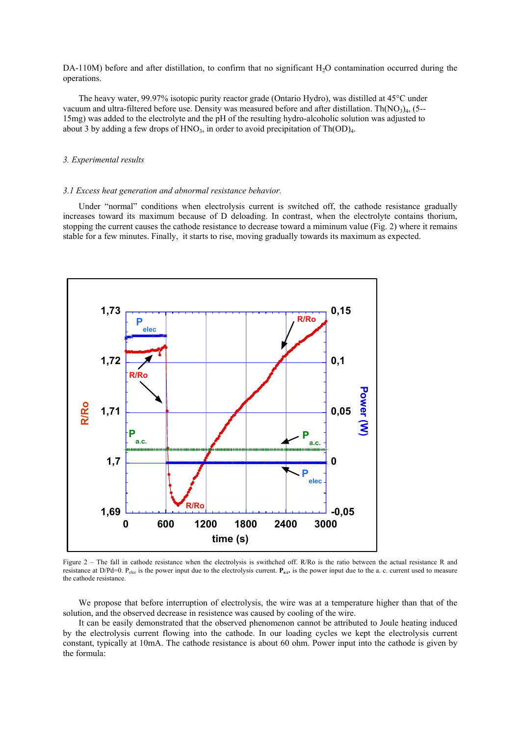DA-110M) before and after distillation, to confirm that no significant $H_2O$ contamination occurred during the operations.

The heavy water, 99.97% isotopic purity reactor grade (Ontario Hydro), was distilled at 45°C under vacuum and ultra-filtered before use. Density was measured before and after distillation. $Th(NO_3)_4$, (5--15mg) was added to the electrolyte and the pH of the resulting hydro-alcoholic solution was adjusted to about 3 by adding a few drops of $HNO_3$, in order to avoid precipitation of $Th(OD)_4$.

### *3. Experimental results*

#### *3.1 Excess heat generation and abnormal resistance behavior.*

Under "normal" conditions when electrolysis current is switched off, the cathode resistance gradually increases toward its maximum because of D deloading. In contrast, when the electrolyte contains thorium, stopping the current causes the cathode resistance to decrease toward a miminum value (Fig. 2) where it remains stable for a few minutes. Finally, it starts to rise, moving gradually towards its maximum as expected.

Figure 2 – The fall in cathode resistance when the electrolysis is swithched off. R/Ro is the ratio between the actual resistance R and resistance at D/Pd=0. $P_{elec}$ is the power input due to the electrolysis current. $\mathbf{P_{a.c.}}$ is the power input due to the a. c. current used to measure the cathode resistance.

We propose that before interruption of electrolysis, the wire was at a temperature higher than that of the solution, and the observed decrease in resistence was caused by cooling of the wire.

It can be easily demonstrated that the observed phenomenon cannot be attributed to Joule heating induced by the electrolysis current flowing into the cathode. In our loading cycles we kept the electrolysis current constant, typically at 10mA. The cathode resistance is about 60 ohm. Power input into the cathode is given by the formula: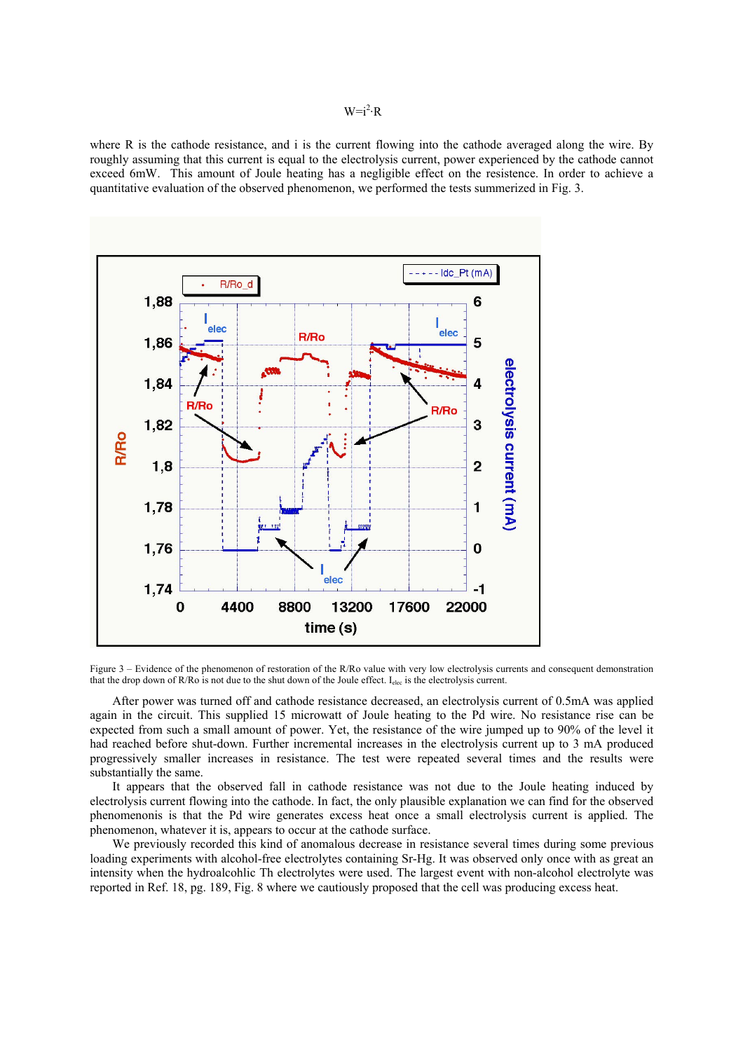$$W=i^2 \cdot R$$

where R is the cathode resistance, and i is the current flowing into the cathode averaged along the wire. By roughly assuming that this current is equal to the electrolysis current, power experienced by the cathode cannot exceed 6mW. This amount of Joule heating has a negligible effect on the resistence. In order to achieve a quantitative evaluation of the observed phenomenon, we performed the tests summerized in Fig. 3.

Figure 3 – Evidence of the phenomenon of restoration of the R/Ro value with very low electrolysis currents and consequent demonstration that the drop down of R/Ro is not due to the shut down of the Joule effect. $I_{elec}$ is the electrolysis current.

After power was turned off and cathode resistance decreased, an electrolysis current of 0.5mA was applied again in the circuit. This supplied 15 microwatt of Joule heating to the Pd wire. No resistance rise can be expected from such a small amount of power. Yet, the resistance of the wire jumped up to 90% of the level it had reached before shut-down. Further incremental increases in the electrolysis current up to 3 mA produced progressively smaller increases in resistance. The test were repeated several times and the results were substantially the same.

It appears that the observed fall in cathode resistance was not due to the Joule heating induced by electrolysis current flowing into the cathode. In fact, the only plausible explanation we can find for the observed phenomenonis is that the Pd wire generates excess heat once a small electrolysis current is applied. The phenomenon, whatever it is, appears to occur at the cathode surface.

We previously recorded this kind of anomalous decrease in resistance several times during some previous loading experiments with alcohol-free electrolytes containing Sr-Hg. It was observed only once with as great an intensity when the hydroalcohlic Th electrolytes were used. The largest event with non-alcohol electrolyte was reported in Ref. 18, pg. 189, Fig. 8 where we cautiously proposed that the cell was producing excess heat.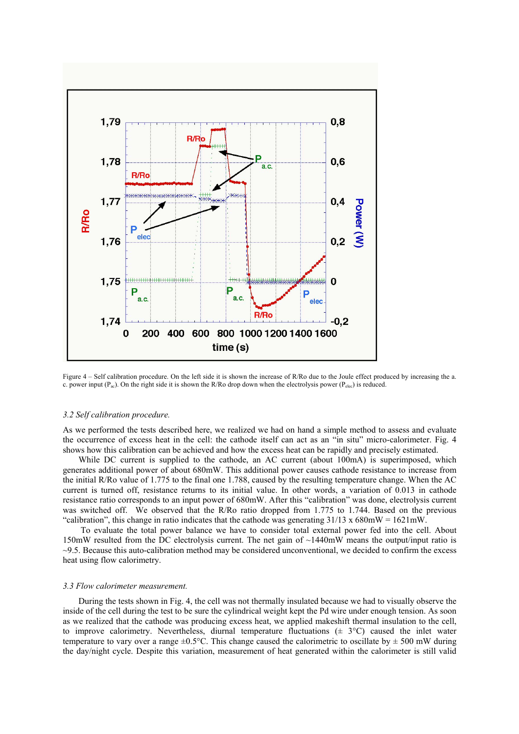Figure 4 – Self calibration procedure. On the left side it is shown the increase of R/Ro due to the Joule effect produced by increasing the a. c. power input ($P_{ac}$). On the right side it is shown the R/Ro drop down when the electrolysis power ($P_{elec}$) is reduced.

### *3.2 Self calibration procedure.*

As we performed the tests described here, we realized we had on hand a simple method to assess and evaluate the occurrence of excess heat in the cell: the cathode itself can act as an "in situ" micro-calorimeter. Fig. 4 shows how this calibration can be achieved and how the excess heat can be rapidly and precisely estimated.

While DC current is supplied to the cathode, an AC current (about 100mA) is superimposed, which generates additional power of about 680mW. This additional power causes cathode resistance to increase from the initial R/Ro value of 1.775 to the final one 1.788, caused by the resulting temperature change. When the AC current is turned off, resistance returns to its initial value. In other words, a variation of 0.013 in cathode resistance ratio corresponds to an input power of 680mW. After this "calibration" was done, electrolysis current was switched off. We observed that the R/Ro ratio dropped from 1.775 to 1.744. Based on the previous "calibration", this change in ratio indicates that the cathode was generating 31/13 x 680mW = 1621mW.

To evaluate the total power balance we have to consider total external power fed into the cell. About 150mW resulted from the DC electrolysis current. The net gain of ~1440mW means the output/input ratio is ~9.5. Because this auto-calibration method may be considered unconventional, we decided to confirm the excess heat using flow calorimetry.

### *3.3 Flow calorimeter measurement.*

During the tests shown in Fig. 4, the cell was not thermally insulated because we had to visually observe the inside of the cell during the test to be sure the cylindrical weight kept the Pd wire under enough tension. As soon as we realized that the cathode was producing excess heat, we applied makeshift thermal insulation to the cell, to improve calorimetry. Nevertheless, diurnal temperature fluctuations (± 3°C) caused the inlet water temperature to vary over a range ±0.5°C. This change caused the calorimetric to oscillate by ± 500 mW during the day/night cycle. Despite this variation, measurement of heat generated within the calorimeter is still valid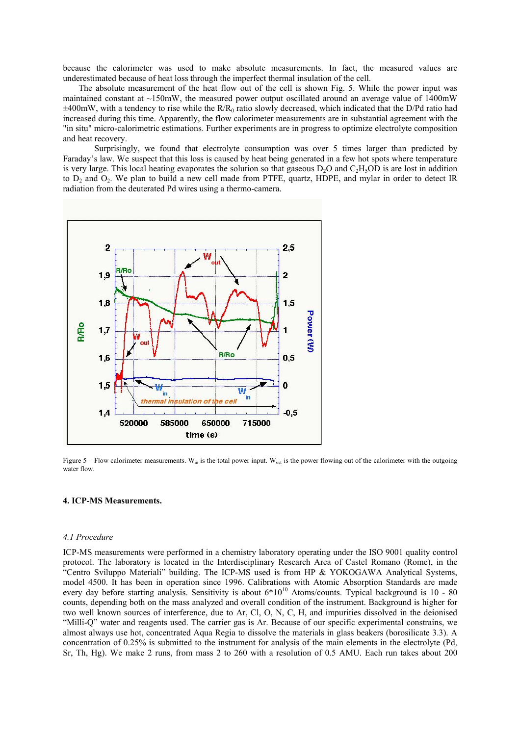because the calorimeter was used to make absolute measurements. In fact, the measured values are underestimated because of heat loss through the imperfect thermal insulation of the cell.

The absolute measurement of the heat flow out of the cell is shown Fig. 5. While the power input was maintained constant at ~150mW, the measured power output oscillated around an average value of 1400mW ±400mW, with a tendency to rise while the $R/R_0$ ratio slowly decreased, which indicated that the D/Pd ratio had increased during this time. Apparently, the flow calorimeter measurements are in substantial agreement with the "in situ" micro-calorimetric estimations. Further experiments are in progress to optimize electrolyte composition and heat recovery.

Surprisingly, we found that electrolyte consumption was over 5 times larger than predicted by Faraday's law. We suspect that this loss is caused by heat being generated in a few hot spots where temperature is very large. This local heating evaporates the solution so that gaseous $D_2O$ and $C_2H_5OD$ ~~is~~ are lost in addition to $D_2$ and $O_2$. We plan to build a new cell made from PTFE, quartz, HDPE, and mylar in order to detect IR radiation from the deuterated Pd wires using a thermo-camera.

Figure 5 – Flow calorimeter measurements. $W_{in}$ is the total power input. $W_{out}$ is the power flowing out of the calorimeter with the outgoing water flow.

## 4. ICP-MS Measurements.

### *4.1 Procedure*

ICP-MS measurements were performed in a chemistry laboratory operating under the ISO 9001 quality control protocol. The laboratory is located in the Interdisciplinary Research Area of Castel Romano (Rome), in the "Centro Sviluppo Materiali" building. The ICP-MS used is from HP & YOKOGAWA Analytical Systems, model 4500. It has been in operation since 1996. Calibrations with Atomic Absorption Standards are made every day before starting analysis. Sensitivity is about $6*10^{10}$ Atoms/counts. Typical background is 10 - 80 counts, depending both on the mass analyzed and overall condition of the instrument. Background is higher for two well known sources of interference, due to Ar, Cl, O, N, C, H, and impurities dissolved in the deionised "Milli-Q" water and reagents used. The carrier gas is Ar. Because of our specific experimental constrains, we almost always use hot, concentrated Aqua Regia to dissolve the materials in glass beakers (borosilicate 3.3). A concentration of 0.25% is submitted to the instrument for analysis of the main elements in the electrolyte (Pd, Sr, Th, Hg). We make 2 runs, from mass 2 to 260 with a resolution of 0.5 AMU. Each run takes about 200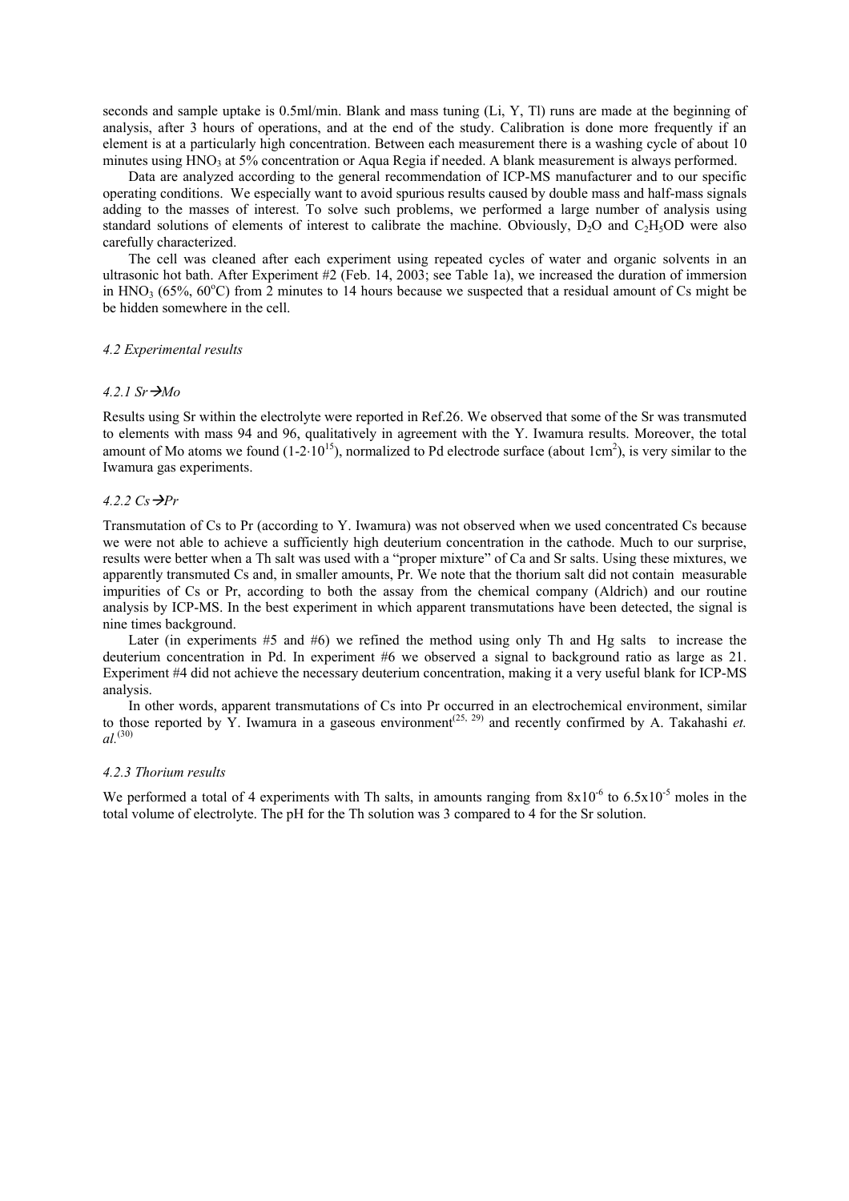seconds and sample uptake is 0.5ml/min. Blank and mass tuning (Li, Y, Tl) runs are made at the beginning of analysis, after 3 hours of operations, and at the end of the study. Calibration is done more frequently if an element is at a particularly high concentration. Between each measurement there is a washing cycle of about 10 minutes using $HNO_3$ at 5% concentration or Aqua Regia if needed. A blank measurement is always performed.

Data are analyzed according to the general recommendation of ICP-MS manufacturer and to our specific operating conditions. We especially want to avoid spurious results caused by double mass and half-mass signals adding to the masses of interest. To solve such problems, we performed a large number of analysis using standard solutions of elements of interest to calibrate the machine. Obviously, $D_2O$ and $C_2H_5OD$ were also carefully characterized.

The cell was cleaned after each experiment using repeated cycles of water and organic solvents in an ultrasonic hot bath. After Experiment #2 (Feb. 14, 2003; see Table 1a), we increased the duration of immersion in $HNO_3$ (65%, 60°C) from 2 minutes to 14 hours because we suspected that a residual amount of Cs might be hidden somewhere in the cell.

### *4.2 Experimental results*

#### *4.2.1 Sr→Mo*

Results using Sr within the electrolyte were reported in Ref.26. We observed that some of the Sr was transmuted to elements with mass 94 and 96, qualitatively in agreement with the Y. Iwamura results. Moreover, the total amount of Mo atoms we found ($1\text{-}2\cdot10^{15}$), normalized to Pd electrode surface (about $1cm^2$), is very similar to the Iwamura gas experiments.

#### *4.2.2 Cs→Pr*

Transmutation of Cs to Pr (according to Y. Iwamura) was not observed when we used concentrated Cs because we were not able to achieve a sufficiently high deuterium concentration in the cathode. Much to our surprise, results were better when a Th salt was used with a "proper mixture" of Ca and Sr salts. Using these mixtures, we apparently transmuted Cs and, in smaller amounts, Pr. We note that the thorium salt did not contain measurable impurities of Cs or Pr, according to both the assay from the chemical company (Aldrich) and our routine analysis by ICP-MS. In the best experiment in which apparent transmutations have been detected, the signal is nine times background.

Later (in experiments #5 and #6) we refined the method using only Th and Hg salts to increase the deuterium concentration in Pd. In experiment #6 we observed a signal to background ratio as large as 21. Experiment #4 did not achieve the necessary deuterium concentration, making it a very useful blank for ICP-MS analysis.

In other words, apparent transmutations of Cs into Pr occurred in an electrochemical environment, similar to those reported by Y. Iwamura in a gaseous environment[25, 29] and recently confirmed by A. Takahashi *et. al.*[30]

#### *4.2.3 Thorium results*

We performed a total of 4 experiments with Th salts, in amounts ranging from $8x10^{-6}$ to $6.5x10^{-5}$ moles in the total volume of electrolyte. The pH for the Th solution was 3 compared to 4 for the Sr solution.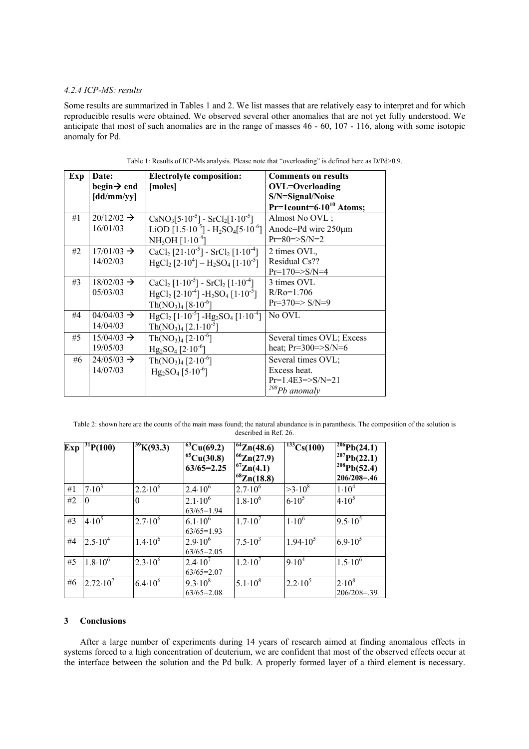*4.2.4 ICP-MS: results*

Some results are summarized in Tables 1 and 2. We list masses that are relatively easy to interpret and for which reproducible results were obtained. We observed several other anomalies that are not yet fully understood. We anticipate that most of such anomalies are in the range of masses 46 - 60, 107 - 116, along with some isotopic anomaly for Pd.

Table 1: Results of ICP-Ms analysis. Please note that "overloading" is defined here as D/Pd>0.9.

| Exp | Date: begin→ end [dd/mm/yy] | Electrolyte composition: [moles] | Comments on results OVL=Overloading S/N=Signal/Noise Pr=1count=$6\cdot10^{10}$ Atoms; |
|---|---|---|---|
| #1 | 20/12/02 → 16/01/03 | $CsNO_3[5\cdot10^{-5}]$ - $SrCl_2[1\cdot10^{-5}]$ LiOD $[1.5\cdot10^{-5}]$ - $H_2SO_4[5\cdot10^{-6}]$ $NH_3OH$ $[1\cdot10^{-4}]$ | Almost No OVL ; Anode=Pd wire 250μm Pr=80=>S/N=2 |
| #2 | 17/01/03 → 14/02/03 | $CaCl_2$ $[21\cdot10^{-5}]$ - $SrCl_2$ $[1\cdot10^{-4}]$ $HgCl_2$ $[2\cdot10^{4}]$ – $H_2SO_4$ $[1\cdot10^{-5}]$ | 2 times OVL, Residual Cs?? Pr=170=>S/N=4 |
| #3 | 18/02/03 → 05/03/03 | $CaCl_2$ $[1\cdot10^{-5}]$ - $SrCl_2$ $[1\cdot10^{-4}]$ $HgCl_2$ $[2\cdot10^{-4}]$ -$H_2SO_4$ $[1\cdot10^{-5}]$ $Th(NO_3)_4$ $[8\cdot10^{-6}]$ | 3 times OVL R/Ro=1.706 Pr=370=> S/N=9 |
| #4 | 04/04/03 → 14/04/03 | $HgCl_2$ $[1\cdot10^{-5}]$ -$Hg_2SO_4$ $[1\cdot10^{-4}]$ $Th(NO_3)_4$ $[2.1\cdot10^{-5}]$ | No OVL |
| #5 | 15/04/03 → 19/05/03 | $Th(NO_3)_4$ $[2\cdot10^{-6}]$ $Hg_2SO_4$ $[2\cdot10^{-6}]$ | Several times OVL; Excess heat; Pr=300=>S/N=6 |
| #6 | 24/05/03 → 14/07/03 | $Th(NO_3)_4$ $[2\cdot10^{-6}]$ $Hg_2SO_4$ $[5\cdot10^{-6}]$ | Several times OVL; Excess heat. Pr=1.4E3=>S/N=21 *$^{208}$Pb anomaly* |

Table 2: shown here are the counts of the main mass found; the natural abundance is in paranthesis. The composition of the solution is described in Ref. 26.

| Exp | $^{31}$P(100) | $^{39}$K(93.3) | $^{63}$Cu(69.2) $^{65}$Cu(30.8) 63/65=2.25 | $^{64}$Zn(48.6) $^{66}$Zn(27.9) $^{67}$Zn(4.1) $^{68}$Zn(18.8) | $^{133}$Cs(100) | $^{206}$Pb(24.1) $^{207}$Pb(22.1) $^{208}$Pb(52.4) 206/208=.46 |
|---|---|---|---|---|---|---|
| #1 | $7\cdot10^{3}$ | $2.2\cdot10^{6}$ | $2.4\cdot10^{6}$ | $2.7\cdot10^{6}$ | $>3\cdot10^{8}$ | $1\cdot10^{4}$ |
| #2 | 0 | 0 | $2.1\cdot10^{6}$ 63/65=1.94 | $1.8\cdot10^{6}$ | $6\cdot10^{5}$ | $4\cdot10^{5}$ |
| #3 | $4\cdot10^{5}$ | $2.7\cdot10^{6}$ | $6.1\cdot10^{6}$ 63/65=1.93 | $1.7\cdot10^{7}$ | $1\cdot10^{6}$ | $9.5\cdot10^{5}$ |
| #4 | $2.5\cdot10^{4}$ | $1.4\cdot10^{6}$ | $2.9\cdot10^{6}$ 63/65=2.05 | $7.5\cdot10^{3}$ | $1.94\cdot10^{5}$ | $6.9\cdot10^{5}$ |
| #5 | $1.8\cdot10^{6}$ | $2.3\cdot10^{6}$ | $2.4\cdot10^{7}$ 63/65=2.07 | $1.2\cdot10^{7}$ | $9\cdot10^{4}$ | $1.5\cdot10^{6}$ |
| #6 | $2.72\cdot10^{7}$ | $6.4\cdot10^{6}$ | $9.3\cdot10^{8}$ 63/65=2.08 | $5.1\cdot10^{8}$ | $2.2\cdot10^{5}$ | $2\cdot10^{8}$ 206/208=.39 |

## 3 Conclusions

After a large number of experiments during 14 years of research aimed at finding anomalous effects in systems forced to a high concentration of deuterium, we are confident that most of the observed effects occur at the interface between the solution and the Pd bulk. A properly formed layer of a third element is necessary.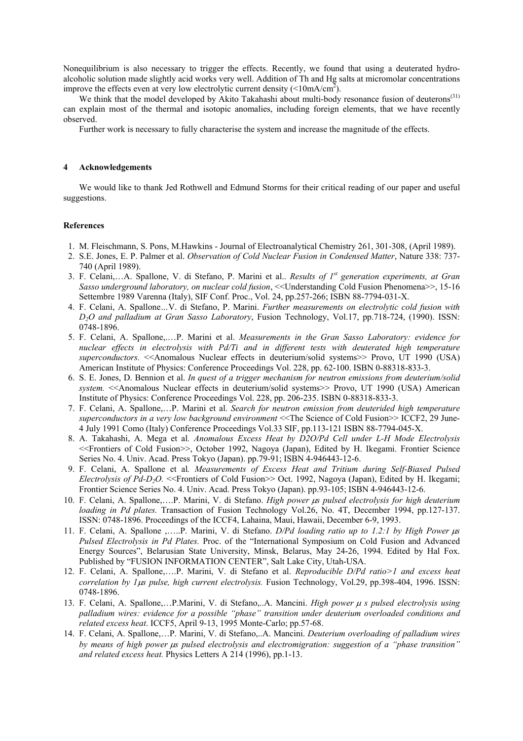Nonequilibrium is also necessary to trigger the effects. Recently, we found that using a deuterated hydro-alcoholic solution made slightly acid works very well. Addition of Th and Hg salts at micromolar concentrations improve the effects even at very low electrolytic current density (<10mA/cm$^2$).

We think that the model developed by Akito Takahashi about multi-body resonance fusion of deuterons[31] can explain most of the thermal and isotopic anomalies, including foreign elements, that we have recently observed.

Further work is necessary to fully characterise the system and increase the magnitude of the effects.

## 4 Acknowledgements

We would like to thank Jed Rothwell and Edmund Storms for their critical reading of our paper and useful suggestions.

## References

1. M. Fleischmann, S. Pons, M.Hawkins - Journal of Electroanalytical Chemistry 261, 301-308, (April 1989).
2. S.E. Jones, E. P. Palmer et al. *Observation of Cold Nuclear Fusion in Condensed Matter*, Nature 338: 737-740 (April 1989).
3. F. Celani,…A. Spallone, V. di Stefano, P. Marini et al.. *Results of 1st generation experiments, at Gran Sasso underground laboratory, on nuclear cold fusion*, <<Understanding Cold Fusion Phenomena>>, 15-16 Settembre 1989 Varenna (Italy), SIF Conf. Proc., Vol. 24, pp.257-266; ISBN 88-7794-031-X.
4. F. Celani, A. Spallone…V. di Stefano, P. Marini. *Further measurements on electrolytic cold fusion with $D_2O$ and palladium at Gran Sasso Laboratory*, Fusion Technology, Vol.17, pp.718-724, (1990). ISSN: 0748-1896.
5. F. Celani, A. Spallone,.…P. Marini et al. *Measurements in the Gran Sasso Laboratory: evidence for nuclear effects in electrolysis with Pd/Ti and in different tests with deuterated high temperature superconductors.* <<Anomalous Nuclear effects in deuterium/solid systems>> Provo, UT 1990 (USA) American Institute of Physics: Conference Proceedings Vol. 228, pp. 62-100. ISBN 0-88318-833-3.
6. S. E. Jones, D. Bennion et al. *In quest of a trigger mechanism for neutron emissions from deuterium/solid system.* <<Anomalous Nuclear effects in deuterium/solid systems>> Provo, UT 1990 (USA) American Institute of Physics: Conference Proceedings Vol. 228, pp. 206-235. ISBN 0-88318-833-3.
7. F. Celani, A. Spallone,…P. Marini et al. *Search for neutron emission from deuterided high temperature superconductors in a very low background environment* <<The Science of Cold Fusion>> ICCF2, 29 June-4 July 1991 Como (Italy) Conference Proceedings Vol.33 SIF, pp.113-121 ISBN 88-7794-045-X.
8. A. Takahashi, A. Mega et al. *Anomalous Excess Heat by D2O/Pd Cell under L-H Mode Electrolysis* <<Frontiers of Cold Fusion>>, October 1992, Nagoya (Japan), Edited by H. Ikegami. Frontier Science Series No. 4. Univ. Acad. Press Tokyo (Japan). pp.79-91; ISBN 4-946443-12-6.
9. F. Celani, A. Spallone et al. *Measurements of Excess Heat and Tritium during Self-Biased Pulsed Electrolysis of Pd-$D_2O$.* <<Frontiers of Cold Fusion>> Oct. 1992, Nagoya (Japan), Edited by H. Ikegami; Frontier Science Series No. 4. Univ. Acad. Press Tokyo (Japan). pp.93-105; ISBN 4-946443-12-6.
10. F. Celani, A. Spallone,….P. Marini, V. di Stefano. *High power μs pulsed electrolysis for high deuterium loading in Pd plates.* Transaction of Fusion Technology Vol.26, No. 4T, December 1994, pp.127-137. ISSN: 0748-1896. Proceedings of the ICCF4, Lahaina, Maui, Hawaii, December 6-9, 1993.
11. F. Celani, A. Spallone ,…..P. Marini, V. di Stefano. *D/Pd loading ratio up to 1.2:1 by High Power μs Pulsed Electrolysis in Pd Plates.* Proc. of the "International Symposium on Cold Fusion and Advanced Energy Sources", Belarusian State University, Minsk, Belarus, May 24-26, 1994. Edited by Hal Fox. Published by "FUSION INFORMATION CENTER", Salt Lake City, Utah-USA.
12. F. Celani, A. Spallone,….P. Marini, V. di Stefano et al. *Reproducible D/Pd ratio>1 and excess heat correlation by 1μs pulse, high current electrolysis.* Fusion Technology, Vol.29, pp.398-404, 1996. ISSN: 0748-1896.
13. F. Celani, A. Spallone,…P.Marini, V. di Stefano,..A. Mancini. *High power μ s pulsed electrolysis using palladium wires: evidence for a possible "phase" transition under deuterium overloaded conditions and related excess heat*. ICCF5, April 9-13, 1995 Monte-Carlo; pp.57-68.
14. F. Celani, A. Spallone,…P. Marini, V. di Stefano,..A. Mancini. *Deuterium overloading of palladium wires by means of high power μs pulsed electrolysis and electromigration: suggestion of a "phase transition" and related excess heat.* Physics Letters A 214 (1996), pp.1-13.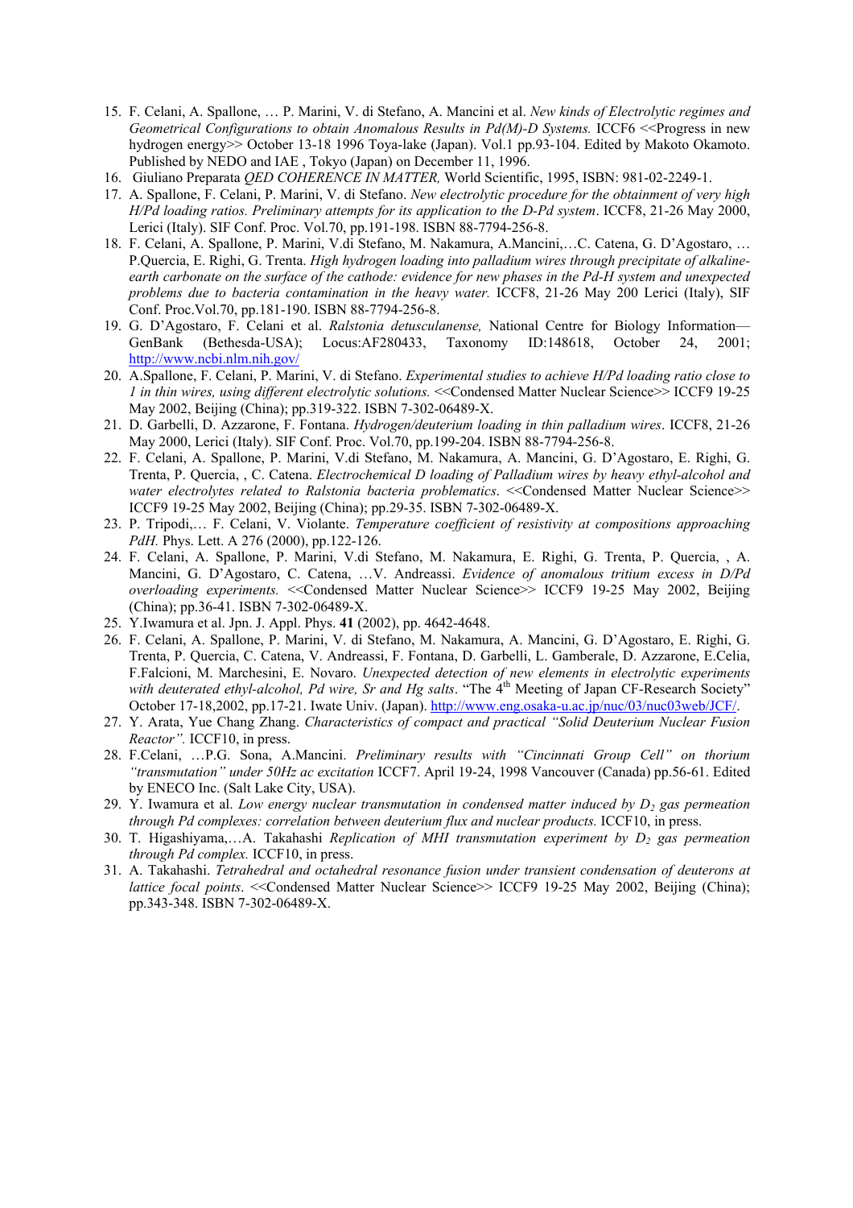15. F. Celani, A. Spallone, … P. Marini, V. di Stefano, A. Mancini et al. *New kinds of Electrolytic regimes and Geometrical Configurations to obtain Anomalous Results in Pd(M)-D Systems.* ICCF6 <<Progress in new hydrogen energy>> October 13-18 1996 Toya-lake (Japan). Vol.1 pp.93-104. Edited by Makoto Okamoto. Published by NEDO and IAE , Tokyo (Japan) on December 11, 1996.
16. Giuliano Preparata *QED COHERENCE IN MATTER,* World Scientific, 1995, ISBN: 981-02-2249-1.
17. A. Spallone, F. Celani, P. Marini, V. di Stefano. *New electrolytic procedure for the obtainment of very high H/Pd loading ratios. Preliminary attempts for its application to the D-Pd system*. ICCF8, 21-26 May 2000, Lerici (Italy). SIF Conf. Proc. Vol.70, pp.191-198. ISBN 88-7794-256-8.
18. F. Celani, A. Spallone, P. Marini, V.di Stefano, M. Nakamura, A.Mancini,…C. Catena, G. D'Agostaro, … P.Quercia, E. Righi, G. Trenta. *High hydrogen loading into palladium wires through precipitate of alkaline-earth carbonate on the surface of the cathode: evidence for new phases in the Pd-H system and unexpected problems due to bacteria contamination in the heavy water.* ICCF8, 21-26 May 200 Lerici (Italy), SIF Conf. Proc.Vol.70, pp.181-190. ISBN 88-7794-256-8.
19. G. D'Agostaro, F. Celani et al. *Ralstonia detusculanense,* National Centre for Biology Information—GenBank (Bethesda-USA); Locus:AF280433, Taxonomy ID:148618, October 24, 2001; http://www.ncbi.nlm.nih.gov/
20. A.Spallone, F. Celani, P. Marini, V. di Stefano. *Experimental studies to achieve H/Pd loading ratio close to 1 in thin wires, using different electrolytic solutions.* <<Condensed Matter Nuclear Science>> ICCF9 19-25 May 2002, Beijing (China); pp.319-322. ISBN 7-302-06489-X.
21. D. Garbelli, D. Azzarone, F. Fontana. *Hydrogen/deuterium loading in thin palladium wires*. ICCF8, 21-26 May 2000, Lerici (Italy). SIF Conf. Proc. Vol.70, pp.199-204. ISBN 88-7794-256-8.
22. F. Celani, A. Spallone, P. Marini, V.di Stefano, M. Nakamura, A. Mancini, G. D'Agostaro, E. Righi, G. Trenta, P. Quercia, , C. Catena. *Electrochemical D loading of Palladium wires by heavy ethyl-alcohol and water electrolytes related to Ralstonia bacteria problematics*. <<Condensed Matter Nuclear Science>> ICCF9 19-25 May 2002, Beijing (China); pp.29-35. ISBN 7-302-06489-X.
23. P. Tripodi,… F. Celani, V. Violante. *Temperature coefficient of resistivity at compositions approaching PdH.* Phys. Lett. A 276 (2000), pp.122-126.
24. F. Celani, A. Spallone, P. Marini, V.di Stefano, M. Nakamura, E. Righi, G. Trenta, P. Quercia, , A. Mancini, G. D'Agostaro, C. Catena, …V. Andreassi. *Evidence of anomalous tritium excess in D/Pd overloading experiments.* <<Condensed Matter Nuclear Science>> ICCF9 19-25 May 2002, Beijing (China); pp.36-41. ISBN 7-302-06489-X.
25. Y.Iwamura et al. Jpn. J. Appl. Phys. **41** (2002), pp. 4642-4648.
26. F. Celani, A. Spallone, P. Marini, V. di Stefano, M. Nakamura, A. Mancini, G. D'Agostaro, E. Righi, G. Trenta, P. Quercia, C. Catena, V. Andreassi, F. Fontana, D. Garbelli, L. Gamberale, D. Azzarone, E.Celia, F.Falcioni, M. Marchesini, E. Novaro. *Unexpected detection of new elements in electrolytic experiments with deuterated ethyl-alcohol, Pd wire, Sr and Hg salts*. "The 4th Meeting of Japan CF-Research Society" October 17-18,2002, pp.17-21. Iwate Univ. (Japan). http://www.eng.osaka-u.ac.jp/nuc/03/nuc03web/JCF/.
27. Y. Arata, Yue Chang Zhang. *Characteristics of compact and practical "Solid Deuterium Nuclear Fusion Reactor".* ICCF10, in press.
28. F.Celani, …P.G. Sona, A.Mancini. *Preliminary results with "Cincinnati Group Cell" on thorium "transmutation" under 50Hz ac excitation* ICCF7. April 19-24, 1998 Vancouver (Canada) pp.56-61. Edited by ENECO Inc. (Salt Lake City, USA).
29. Y. Iwamura et al. *Low energy nuclear transmutation in condensed matter induced by $D_2$ gas permeation through Pd complexes: correlation between deuterium flux and nuclear products.* ICCF10, in press.
30. T. Higashiyama,…A. Takahashi *Replication of MHI transmutation experiment by $D_2$ gas permeation through Pd complex.* ICCF10, in press.
31. A. Takahashi. *Tetrahedral and octahedral resonance fusion under transient condensation of deuterons at lattice focal points*. <<Condensed Matter Nuclear Science>> ICCF9 19-25 May 2002, Beijing (China); pp.343-348. ISBN 7-302-06489-X.